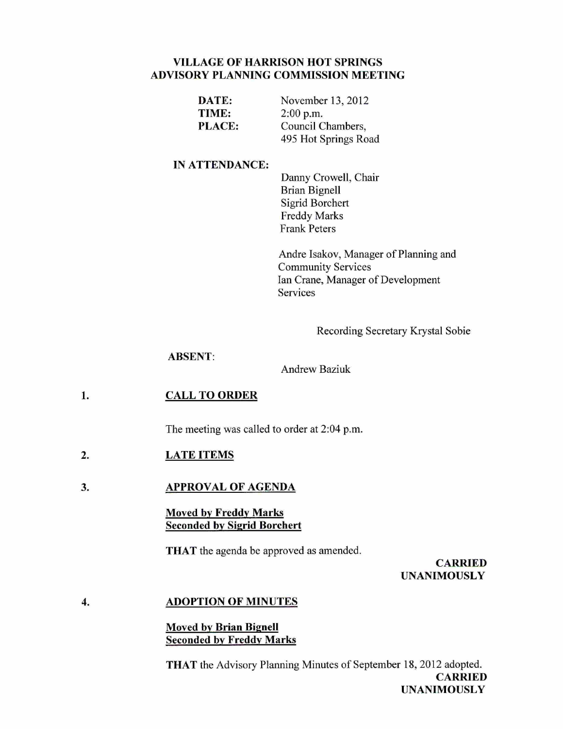# VILLAGE OF HARRISON HOT SPRINGS
## ADVISORY PLANNING COMMISSION MEETING

**DATE:** November 13, 2012
**TIME:** 2:00 p.m.
**PLACE:** Council Chambers, 495 Hot Springs Road

**IN ATTENDANCE:**

Danny Crowell, Chair
Brian Bignell
Sigrid Borchert
Freddy Marks
Frank Peters

Andre Isakov, Manager of Planning and Community Services
Ian Crane, Manager of Development Services

Recording Secretary Krystal Sobie

**ABSENT:**

Andrew Baziuk

1. **CALL TO ORDER**

The meeting was called to order at 2:04 p.m.

2. **LATE ITEMS**

3. **APPROVAL OF AGENDA**

**Moved by Freddy Marks**
**Seconded by Sigrid Borchert**

**THAT** the agenda be approved as amended.

**CARRIED UNANIMOUSLY**

4. **ADOPTION OF MINUTES**

**Moved by Brian Bignell**
**Seconded by Freddy Marks**

**THAT** the Advisory Planning Minutes of September 18, 2012 adopted.

**CARRIED UNANIMOUSLY**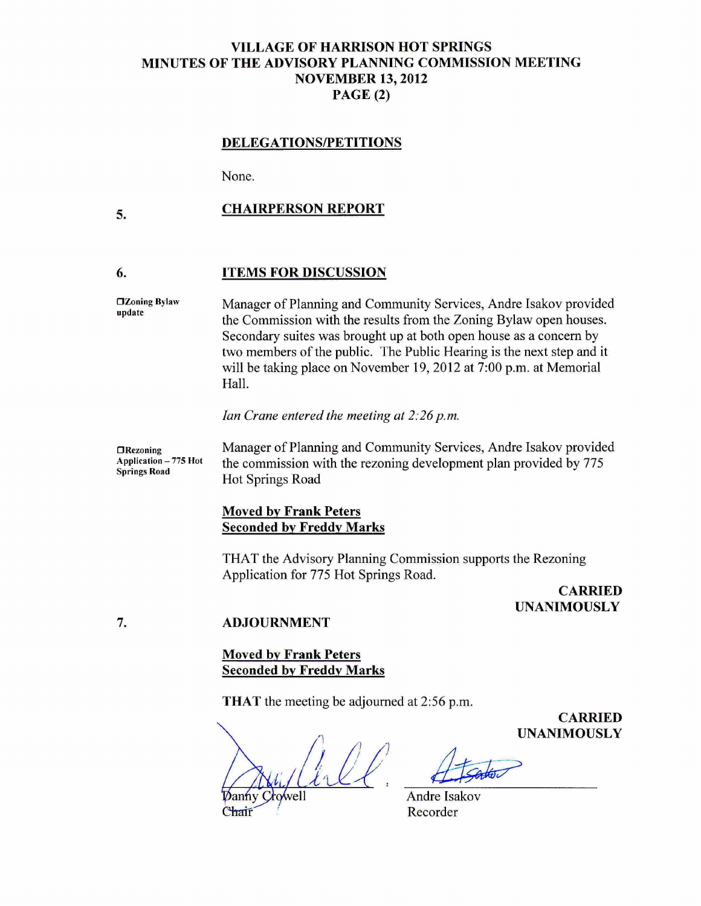**DELEGATIONS/PETITIONS**

None.

**5. CHAIRPERSON REPORT**

**6. ITEMS FOR DISCUSSION**

**Zoning Bylaw update**

Manager of Planning and Community Services, Andre Isakov provided the Commission with the results from the Zoning Bylaw open houses. Secondary suites was brought up at both open house as a concern by two members of the public. The Public Hearing is the next step and it will be taking place on November 19, 2012 at 7:00 p.m. at Memorial Hall.

*Ian Crane entered the meeting at 2:26 p.m.*

**Rezoning Application – 775 Hot Springs Road**

Manager of Planning and Community Services, Andre Isakov provided the commission with the rezoning development plan provided by 775 Hot Springs Road

**Moved by Frank Peters**
**Seconded by Freddy Marks**

THAT the Advisory Planning Commission supports the Rezoning Application for 775 Hot Springs Road.

**CARRIED UNANIMOUSLY**

**7. ADJOURNMENT**

**Moved by Frank Peters**
**Seconded by Freddy Marks**

**THAT** the meeting be adjourned at 2:56 p.m.

**CARRIED UNANIMOUSLY**

Danny Crowell
Chair

Andre Isakov
Recorder